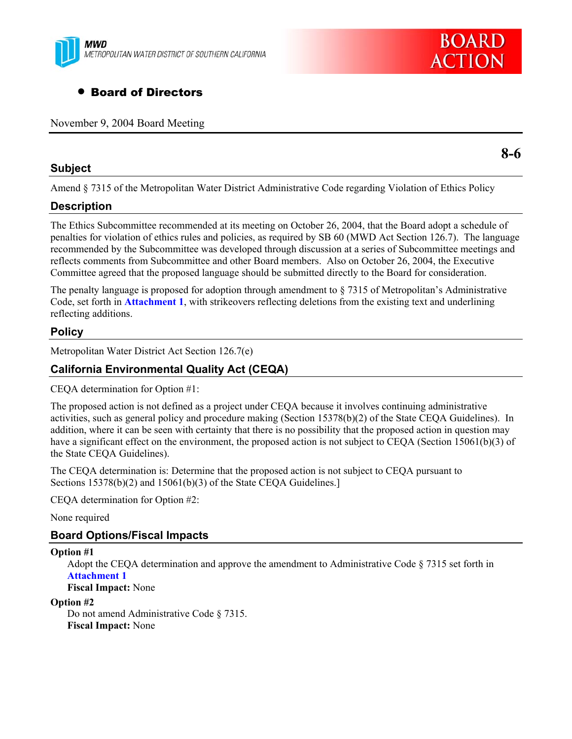MWD
METROPOLITAN WATER DISTRICT OF SOUTHERN CALIFORNIA

**BOARD ACTION**

- **Board of Directors**

November 9, 2004 Board Meeting

**8-6**

## Subject

Amend § 7315 of the Metropolitan Water District Administrative Code regarding Violation of Ethics Policy

## Description

The Ethics Subcommittee recommended at its meeting on October 26, 2004, that the Board adopt a schedule of penalties for violation of ethics rules and policies, as required by SB 60 (MWD Act Section 126.7). The language recommended by the Subcommittee was developed through discussion at a series of Subcommittee meetings and reflects comments from Subcommittee and other Board members. Also on October 26, 2004, the Executive Committee agreed that the proposed language should be submitted directly to the Board for consideration.

The penalty language is proposed for adoption through amendment to § 7315 of Metropolitan's Administrative Code, set forth in **Attachment 1**, with strikeovers reflecting deletions from the existing text and underlining reflecting additions.

## Policy

Metropolitan Water District Act Section 126.7(e)

## California Environmental Quality Act (CEQA)

CEQA determination for Option #1:

The proposed action is not defined as a project under CEQA because it involves continuing administrative activities, such as general policy and procedure making (Section 15378(b)(2) of the State CEQA Guidelines). In addition, where it can be seen with certainty that there is no possibility that the proposed action in question may have a significant effect on the environment, the proposed action is not subject to CEQA (Section 15061(b)(3) of the State CEQA Guidelines).

The CEQA determination is: Determine that the proposed action is not subject to CEQA pursuant to Sections 15378(b)(2) and 15061(b)(3) of the State CEQA Guidelines.]

CEQA determination for Option #2:

None required

## Board Options/Fiscal Impacts

**Option #1**

Adopt the CEQA determination and approve the amendment to Administrative Code § 7315 set forth in **Attachment 1**

**Fiscal Impact:** None

**Option #2**

Do not amend Administrative Code § 7315.

**Fiscal Impact:** None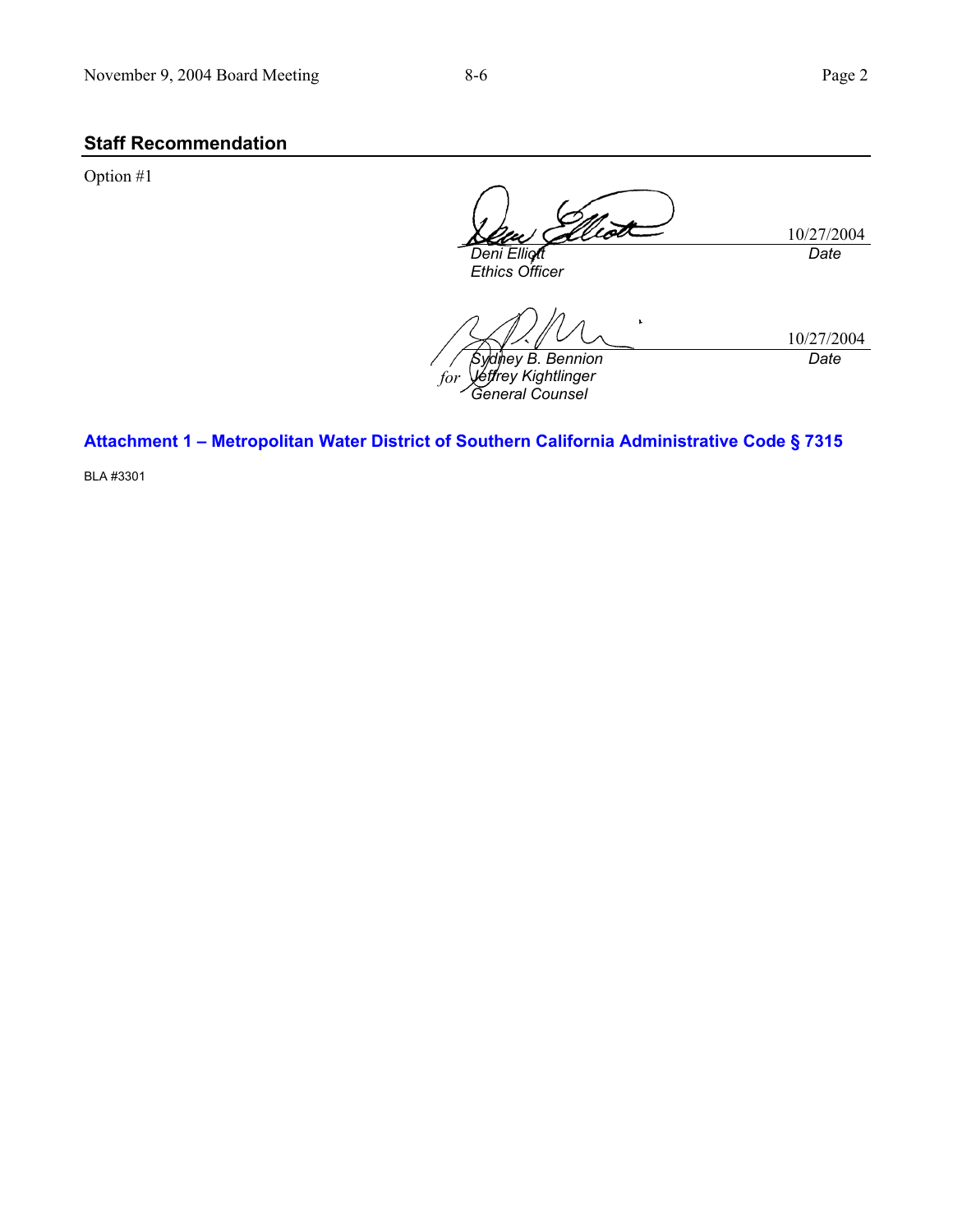## Staff Recommendation

Option #1

| | |
|---|---|
| *Deni Elliott* | 10/27/2004 |
| *Ethics Officer* | *Date* |

| | |
|---|---|
| *Sydney B. Bennion* | 10/27/2004 |
| *for Jeffrey Kightlinger* | *Date* |
| *General Counsel* | |

**Attachment 1 – Metropolitan Water District of Southern California Administrative Code § 7315**

BLA #3301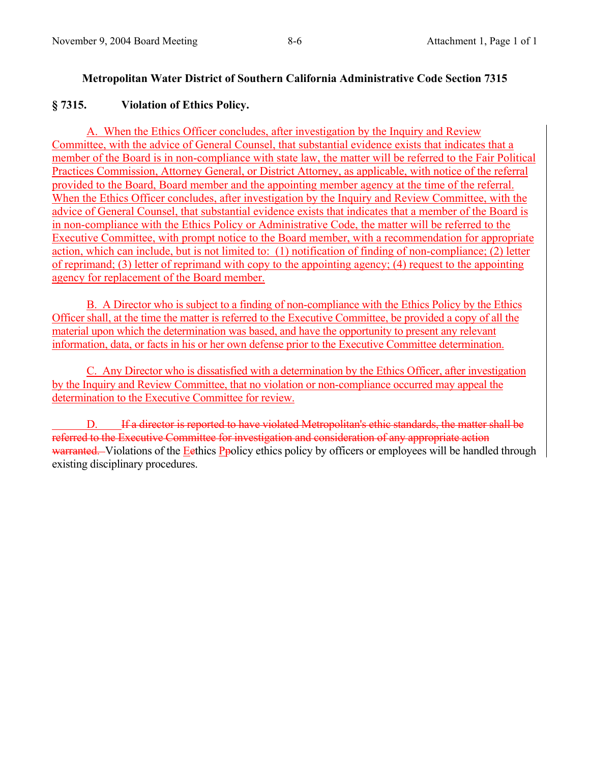### Metropolitan Water District of Southern California Administrative Code Section 7315

**§ 7315. Violation of Ethics Policy.**

A. When the Ethics Officer concludes, after investigation by the Inquiry and Review Committee, with the advice of General Counsel, that substantial evidence exists that indicates that a member of the Board is in non-compliance with state law, the matter will be referred to the Fair Political Practices Commission, Attorney General, or District Attorney, as applicable, with notice of the referral provided to the Board, Board member and the appointing member agency at the time of the referral. When the Ethics Officer concludes, after investigation by the Inquiry and Review Committee, with the advice of General Counsel, that substantial evidence exists that indicates that a member of the Board is in non-compliance with the Ethics Policy or Administrative Code, the matter will be referred to the Executive Committee, with prompt notice to the Board member, with a recommendation for appropriate action, which can include, but is not limited to: (1) notification of finding of non-compliance; (2) letter of reprimand; (3) letter of reprimand with copy to the appointing agency; (4) request to the appointing agency for replacement of the Board member.

B. A Director who is subject to a finding of non-compliance with the Ethics Policy by the Ethics Officer shall, at the time the matter is referred to the Executive Committee, be provided a copy of all the material upon which the determination was based, and have the opportunity to present any relevant information, data, or facts in his or her own defense prior to the Executive Committee determination.

C. Any Director who is dissatisfied with a determination by the Ethics Officer, after investigation by the Inquiry and Review Committee, that no violation or non-compliance occurred may appeal the determination to the Executive Committee for review.

D. ~~If a director is reported to have violated Metropolitan's ethic standards, the matter shall be referred to the Executive Committee for investigation and consideration of any appropriate action warranted.~~ Violations of the E~~e~~thics P~~p~~olicy ethics policy by officers or employees will be handled through existing disciplinary procedures.